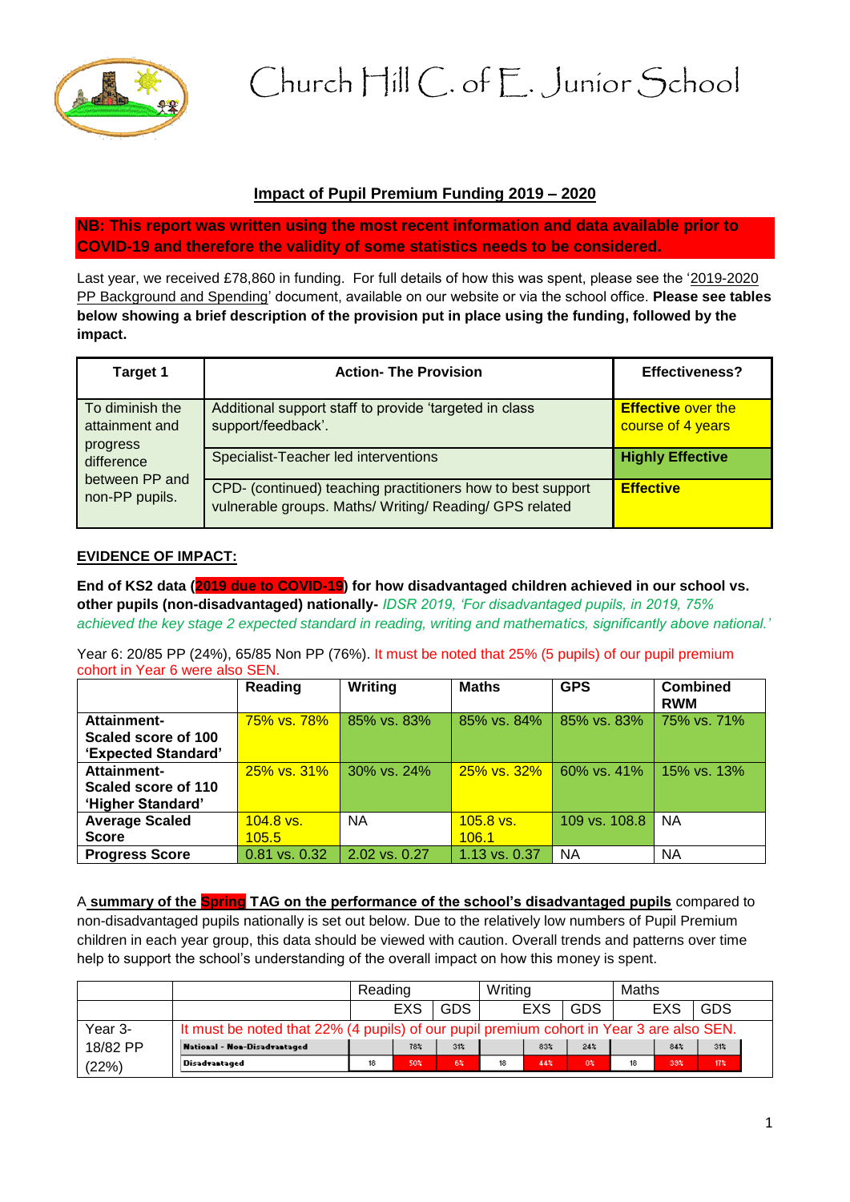# Church Hill C. of E. Junior School

## Impact of Pupil Premium Funding 2019 – 2020

**NB: This report was written using the most recent information and data available prior to COVID-19 and therefore the validity of some statistics needs to be considered.**

Last year, we received £78,860 in funding. For full details of how this was spent, please see the '2019-2020 PP Background and Spending' document, available on our website or via the school office. **Please see tables below showing a brief description of the provision put in place using the funding, followed by the impact.**

| Target 1 | Action- The Provision | Effectiveness? |
|---|---|---|
| To diminish the attainment and progress difference between PP and non-PP pupils. | Additional support staff to provide 'targeted in class support/feedback'. | **Effective** over the course of 4 years |
| | Specialist-Teacher led interventions | **Highly Effective** |
| | CPD- (continued) teaching practitioners how to best support vulnerable groups. Maths/ Writing/ Reading/ GPS related | **Effective** |

**EVIDENCE OF IMPACT:**

**End of KS2 data (2019 due to COVID-19) for how disadvantaged children achieved in our school vs. other pupils (non-disadvantaged) nationally-** *IDSR 2019, 'For disadvantaged pupils, in 2019, 75% achieved the key stage 2 expected standard in reading, writing and mathematics, significantly above national.'*

Year 6: 20/85 PP (24%), 65/85 Non PP (76%). It must be noted that 25% (5 pupils) of our pupil premium cohort in Year 6 were also SEN.

| | Reading | Writing | Maths | GPS | Combined RWM |
|---|---|---|---|---|---|
| **Attainment- Scaled score of 100 'Expected Standard'** | 75% vs. 78% | 85% vs. 83% | 85% vs. 84% | 85% vs. 83% | 75% vs. 71% |
| **Attainment- Scaled score of 110 'Higher Standard'** | 25% vs. 31% | 30% vs. 24% | 25% vs. 32% | 60% vs. 41% | 15% vs. 13% |
| **Average Scaled Score** | 104.8 vs. 105.5 | NA | 105.8 vs. 106.1 | 109 vs. 108.8 | NA |
| **Progress Score** | 0.81 vs. 0.32 | 2.02 vs. 0.27 | 1.13 vs. 0.37 | NA | NA |

A **summary of the Spring TAG on the performance of the school's disadvantaged pupils** compared to non-disadvantaged pupils nationally is set out below. Due to the relatively low numbers of Pupil Premium children in each year group, this data should be viewed with caution. Overall trends and patterns over time help to support the school's understanding of the overall impact on how this money is spent.

| | | Reading | | | Writing | | | Maths | | |
|---|---|---|---|---|---|---|---|---|---|---|
| | | | EXS | GDS | | EXS | GDS | | EXS | GDS |
| Year 3- 18/82 PP (22%) | It must be noted that 22% (4 pupils) of our pupil premium cohort in Year 3 are also SEN. | | | | | | | | | |
| | National - Non-Disadvantaged | | 78% | 31% | | 83% | 24% | | 84% | 31% |
| | Disadvantaged | 18 | 50% | 6% | 18 | 44% | 0% | 18 | 39% | 17% |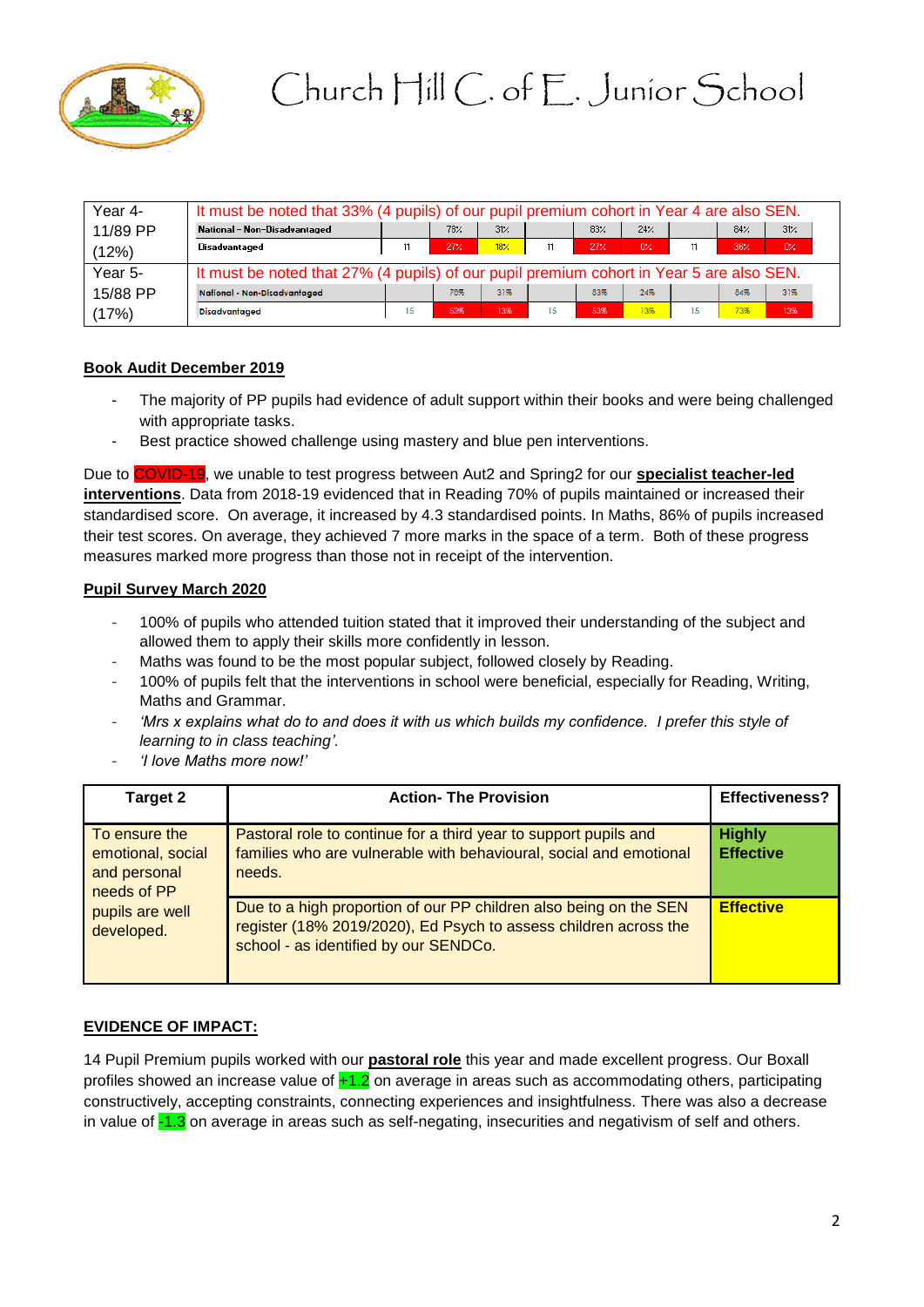# Church Hill C. of E. Junior School

| | | | | | | | | | | | |
|---|---|---|---|---|---|---|---|---|---|---|---|
| Year 4- 11/89 PP (12%) | It must be noted that 33% (4 pupils) of our pupil premium cohort in Year 4 are also SEN. | | | | | | | | | | |
| | National – Non-Disadvantaged | | 78% | 31% | | 83% | 24% | | 84% | 31% | |
| | Disadvantaged | 11 | 27% | 18% | 11 | 27% | 0% | 11 | 36% | 0% | |
| Year 5- 15/88 PP (17%) | It must be noted that 27% (4 pupils) of our pupil premium cohort in Year 5 are also SEN. | | | | | | | | | | |
| | National - Non-Disadvantaged | | 78% | 31% | | 83% | 24% | | 84% | 31% | |
| | Disadvantaged | 15 | 53% | 13% | 15 | 53% | 13% | 15 | 73% | 13% | |

## Book Audit December 2019

- The majority of PP pupils had evidence of adult support within their books and were being challenged with appropriate tasks.
- Best practice showed challenge using mastery and blue pen interventions.

Due to COVID-19, we unable to test progress between Aut2 and Spring2 for our **specialist teacher-led interventions**. Data from 2018-19 evidenced that in Reading 70% of pupils maintained or increased their standardised score. On average, it increased by 4.3 standardised points. In Maths, 86% of pupils increased their test scores. On average, they achieved 7 more marks in the space of a term. Both of these progress measures marked more progress than those not in receipt of the intervention.

## Pupil Survey March 2020

- 100% of pupils who attended tuition stated that it improved their understanding of the subject and allowed them to apply their skills more confidently in lesson.
- Maths was found to be the most popular subject, followed closely by Reading.
- 100% of pupils felt that the interventions in school were beneficial, especially for Reading, Writing, Maths and Grammar.
- *'Mrs x explains what do to and does it with us which builds my confidence. I prefer this style of learning to in class teaching'.*
- *'I love Maths more now!'*

| Target 2 | Action- The Provision | Effectiveness? |
|---|---|---|
| To ensure the emotional, social and personal needs of PP pupils are well developed. | Pastoral role to continue for a third year to support pupils and families who are vulnerable with behavioural, social and emotional needs. | **Highly Effective** |
| | Due to a high proportion of our PP children also being on the SEN register (18% 2019/2020), Ed Psych to assess children across the school - as identified by our SENDCo. | **Effective** |

## EVIDENCE OF IMPACT:

14 Pupil Premium pupils worked with our **pastoral role** this year and made excellent progress. Our Boxall profiles showed an increase value of +1.2 on average in areas such as accommodating others, participating constructively, accepting constraints, connecting experiences and insightfulness. There was also a decrease in value of -1.3 on average in areas such as self-negating, insecurities and negativism of self and others.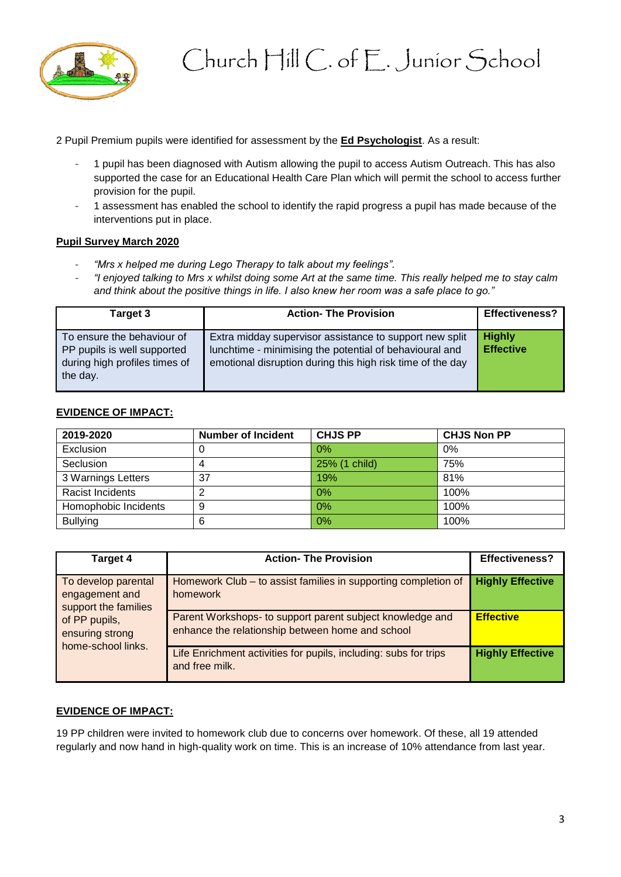2 Pupil Premium pupils were identified for assessment by the **Ed Psychologist**. As a result:

- 1 pupil has been diagnosed with Autism allowing the pupil to access Autism Outreach. This has also supported the case for an Educational Health Care Plan which will permit the school to access further provision for the pupil.
- 1 assessment has enabled the school to identify the rapid progress a pupil has made because of the interventions put in place.

**Pupil Survey March 2020**

- *"Mrs x helped me during Lego Therapy to talk about my feelings".*
- *"I enjoyed talking to Mrs x whilst doing some Art at the same time. This really helped me to stay calm and think about the positive things in life. I also knew her room was a safe place to go."*

| Target 3 | Action- The Provision | Effectiveness? |
|---|---|---|
| To ensure the behaviour of PP pupils is well supported during high profiles times of the day. | Extra midday supervisor assistance to support new split lunchtime - minimising the potential of behavioural and emotional disruption during this high risk time of the day | **Highly Effective** |

**EVIDENCE OF IMPACT:**

| 2019-2020 | Number of Incident | CHJS PP | CHJS Non PP |
|---|---|---|---|
| Exclusion | 0 | 0% | 0% |
| Seclusion | 4 | 25% (1 child) | 75% |
| 3 Warnings Letters | 37 | 19% | 81% |
| Racist Incidents | 2 | 0% | 100% |
| Homophobic Incidents | 9 | 0% | 100% |
| Bullying | 6 | 0% | 100% |

| Target 4 | Action- The Provision | Effectiveness? |
|---|---|---|
| To develop parental engagement and support the families of PP pupils, ensuring strong home-school links. | Homework Club – to assist families in supporting completion of homework | **Highly Effective** |
| | Parent Workshops- to support parent subject knowledge and enhance the relationship between home and school | **Effective** |
| | Life Enrichment activities for pupils, including: subs for trips and free milk. | **Highly Effective** |

**EVIDENCE OF IMPACT:**

19 PP children were invited to homework club due to concerns over homework. Of these, all 19 attended regularly and now hand in high-quality work on time. This is an increase of 10% attendance from last year.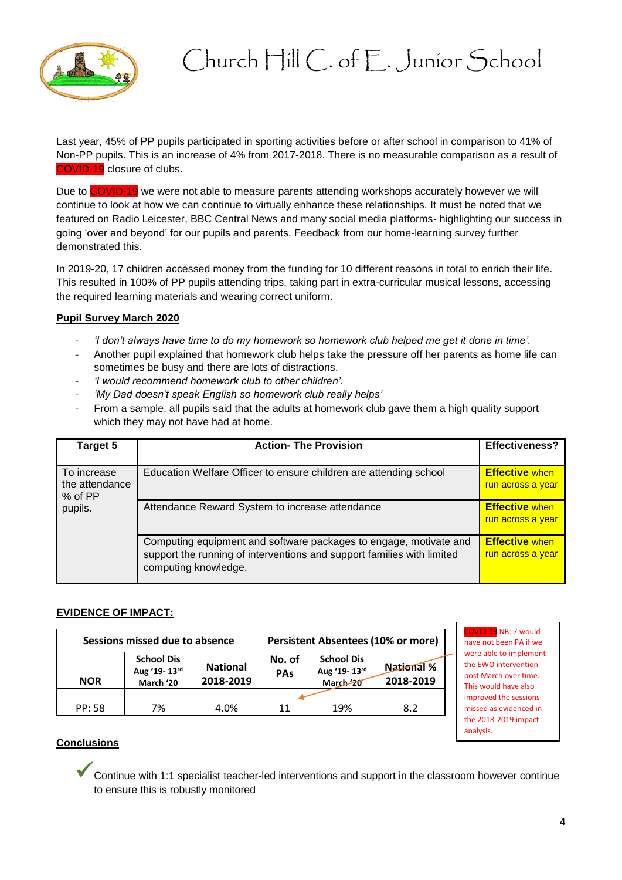Last year, 45% of PP pupils participated in sporting activities before or after school in comparison to 41% of Non-PP pupils. This is an increase of 4% from 2017-2018. There is no measurable comparison as a result of COVID-19 closure of clubs.

Due to COVID-19 we were not able to measure parents attending workshops accurately however we will continue to look at how we can continue to virtually enhance these relationships. It must be noted that we featured on Radio Leicester, BBC Central News and many social media platforms- highlighting our success in going 'over and beyond' for our pupils and parents. Feedback from our home-learning survey further demonstrated this.

In 2019-20, 17 children accessed money from the funding for 10 different reasons in total to enrich their life. This resulted in 100% of PP pupils attending trips, taking part in extra-curricular musical lessons, accessing the required learning materials and wearing correct uniform.

**Pupil Survey March 2020**

- *'I don't always have time to do my homework so homework club helped me get it done in time'.*
- Another pupil explained that homework club helps take the pressure off her parents as home life can sometimes be busy and there are lots of distractions.
- *'I would recommend homework club to other children'.*
- *'My Dad doesn't speak English so homework club really helps'*
- From a sample, all pupils said that the adults at homework club gave them a high quality support which they may not have had at home.

| Target 5 | Action- The Provision | Effectiveness? |
|---|---|---|
| To increase the attendance % of PP pupils. | Education Welfare Officer to ensure children are attending school | **Effective** when run across a year |
| | Attendance Reward System to increase attendance | **Effective** when run across a year |
| | Computing equipment and software packages to engage, motivate and support the running of interventions and support families with limited computing knowledge. | **Effective** when run across a year |

**EVIDENCE OF IMPACT:**

| Sessions missed due to absence | | | Persistent Absentees (10% or more) | | |
|---|---|---|---|---|---|
| NOR | School Dis Aug '19- 13rd March '20 | National 2018-2019 | No. of PAs | School Dis Aug '19- 13rd March '20 | National % 2018-2019 |
| PP: 58 | 7% | 4.0% | 11 | 19% | 8.2 |

COVID-19 NB: 7 would have not been PA if we were able to implement the EWO intervention post March over time. This would have also improved the sessions missed as evidenced in the 2018-2019 impact analysis.

**Conclusions**

✓ Continue with 1:1 specialist teacher-led interventions and support in the classroom however continue to ensure this is robustly monitored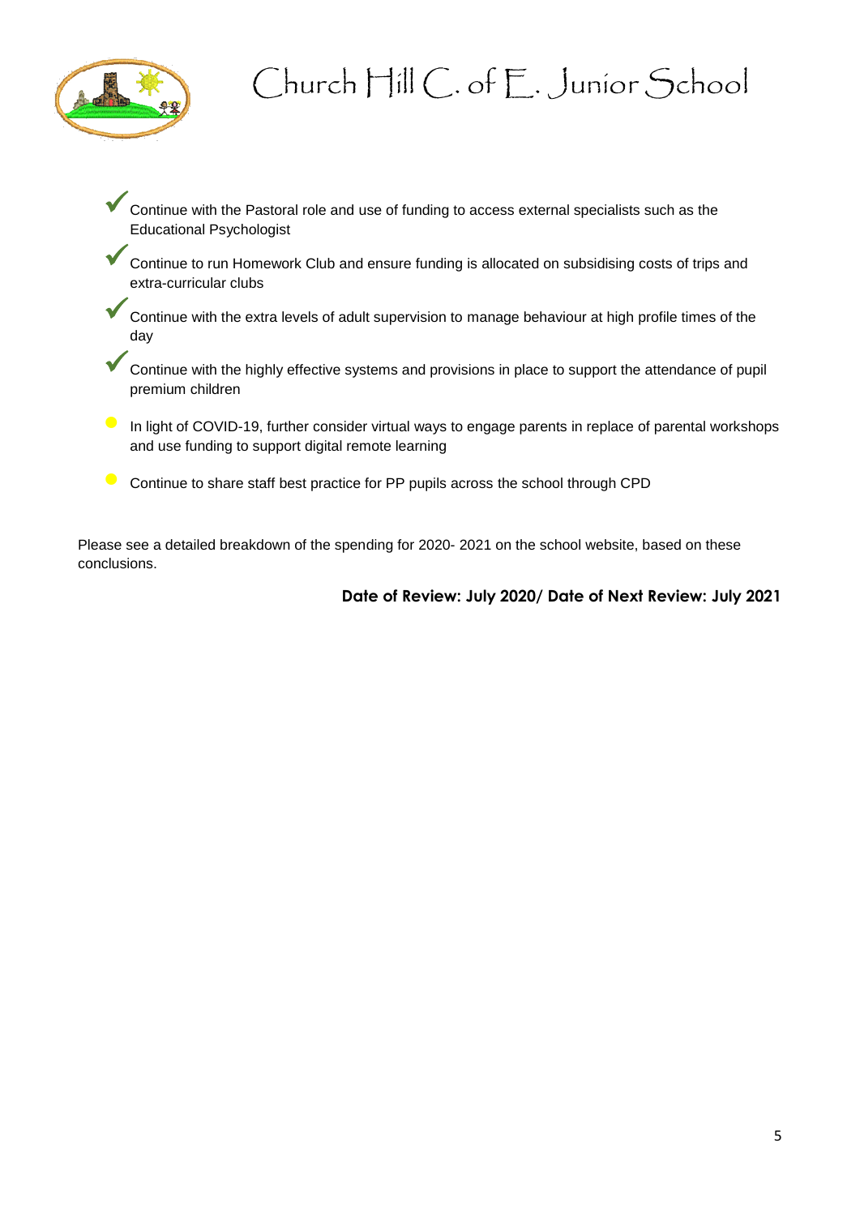- ✓ Continue with the Pastoral role and use of funding to access external specialists such as the Educational Psychologist
- ✓ Continue to run Homework Club and ensure funding is allocated on subsidising costs of trips and extra-curricular clubs
- ✓ Continue with the extra levels of adult supervision to manage behaviour at high profile times of the day
- ✓ Continue with the highly effective systems and provisions in place to support the attendance of pupil premium children
- In light of COVID-19, further consider virtual ways to engage parents in replace of parental workshops and use funding to support digital remote learning
- Continue to share staff best practice for PP pupils across the school through CPD

Please see a detailed breakdown of the spending for 2020- 2021 on the school website, based on these conclusions.

**Date of Review: July 2020/ Date of Next Review: July 2021**